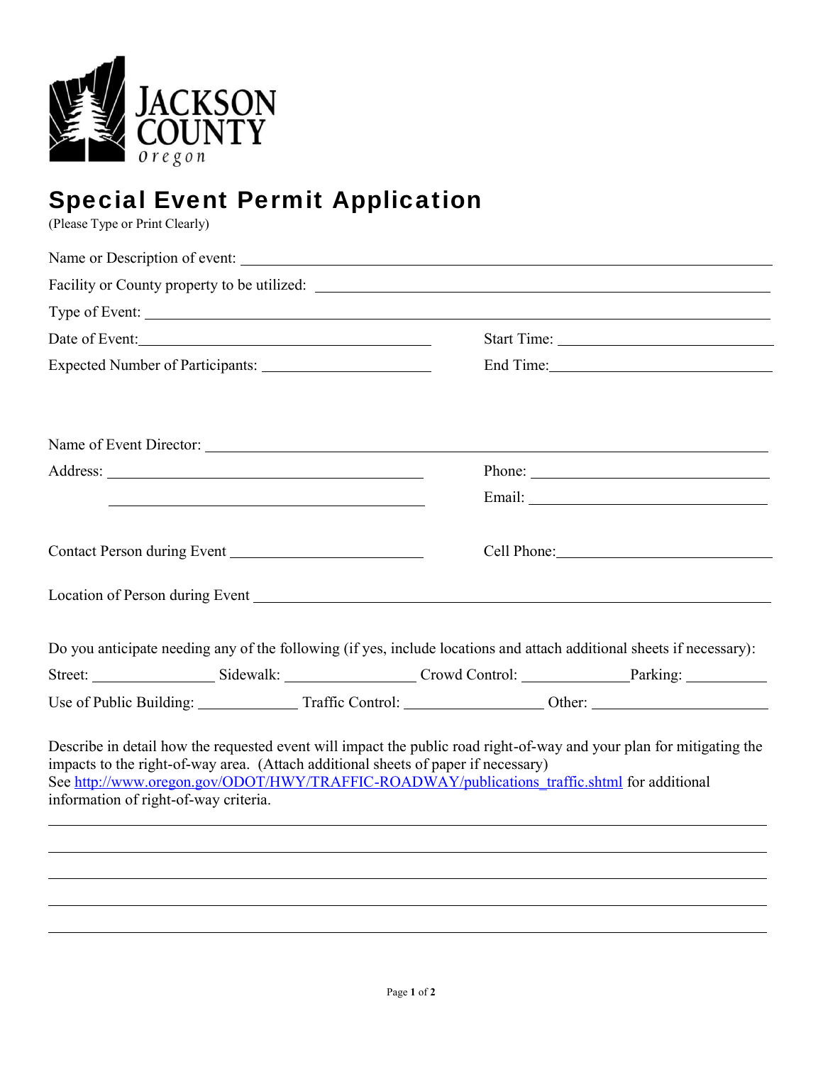JACKSON COUNTY
oregon

# Special Event Permit Application

(Please Type or Print Clearly)

Name or Description of event: ______________________________

Facility or County property to be utilized: ______________________________

Type of Event: ______________________________

Date of Event: ______________________________ Start Time: ______________________________

Expected Number of Participants: ______________________________ End Time: ______________________________

Name of Event Director: ______________________________

Address: ______________________________ Phone: ______________________________

______________________________ Email: ______________________________

Contact Person during Event ______________________________ Cell Phone: ______________________________

Location of Person during Event ______________________________

Do you anticipate needing any of the following (if yes, include locations and attach additional sheets if necessary):

Street: ______________ Sidewalk: ______________ Crowd Control: ______________ Parking: ______________

Use of Public Building: ______________ Traffic Control: ______________ Other: ______________

Describe in detail how the requested event will impact the public road right-of-way and your plan for mitigating the impacts to the right-of-way area. (Attach additional sheets of paper if necessary)
See http://www.oregon.gov/ODOT/HWY/TRAFFIC-ROADWAY/publications_traffic.shtml for additional information of right-of-way criteria.

______________________________

______________________________

______________________________

______________________________

______________________________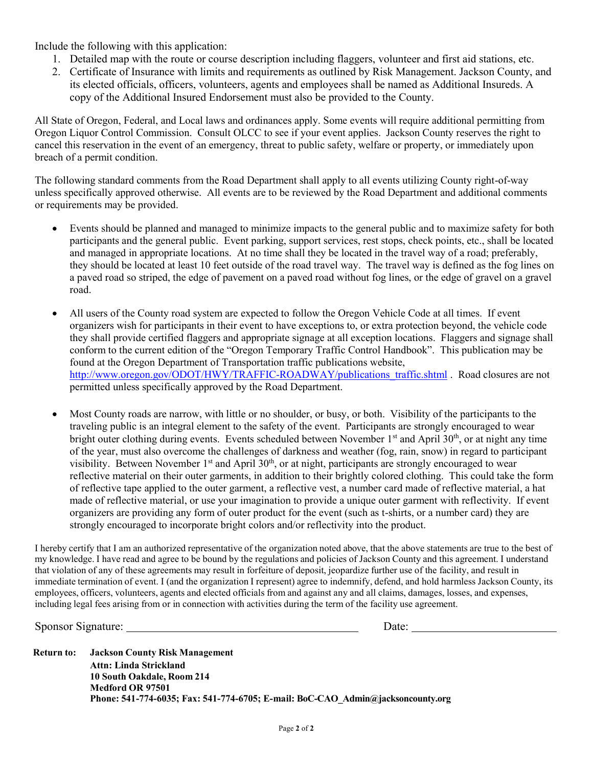Include the following with this application:

1. Detailed map with the route or course description including flaggers, volunteer and first aid stations, etc.
2. Certificate of Insurance with limits and requirements as outlined by Risk Management. Jackson County, and its elected officials, officers, volunteers, agents and employees shall be named as Additional Insureds. A copy of the Additional Insured Endorsement must also be provided to the County.

All State of Oregon, Federal, and Local laws and ordinances apply. Some events will require additional permitting from Oregon Liquor Control Commission. Consult OLCC to see if your event applies. Jackson County reserves the right to cancel this reservation in the event of an emergency, threat to public safety, welfare or property, or immediately upon breach of a permit condition.

The following standard comments from the Road Department shall apply to all events utilizing County right-of-way unless specifically approved otherwise. All events are to be reviewed by the Road Department and additional comments or requirements may be provided.

- Events should be planned and managed to minimize impacts to the general public and to maximize safety for both participants and the general public. Event parking, support services, rest stops, check points, etc., shall be located and managed in appropriate locations. At no time shall they be located in the travel way of a road; preferably, they should be located at least 10 feet outside of the road travel way. The travel way is defined as the fog lines on a paved road so striped, the edge of pavement on a paved road without fog lines, or the edge of gravel on a gravel road.

- All users of the County road system are expected to follow the Oregon Vehicle Code at all times. If event organizers wish for participants in their event to have exceptions to, or extra protection beyond, the vehicle code they shall provide certified flaggers and appropriate signage at all exception locations. Flaggers and signage shall conform to the current edition of the "Oregon Temporary Traffic Control Handbook". This publication may be found at the Oregon Department of Transportation traffic publications website, http://www.oregon.gov/ODOT/HWY/TRAFFIC-ROADWAY/publications_traffic.shtml . Road closures are not permitted unless specifically approved by the Road Department.

- Most County roads are narrow, with little or no shoulder, or busy, or both. Visibility of the participants to the traveling public is an integral element to the safety of the event. Participants are strongly encouraged to wear bright outer clothing during events. Events scheduled between November 1st and April 30th, or at night any time of the year, must also overcome the challenges of darkness and weather (fog, rain, snow) in regard to participant visibility. Between November 1st and April 30th, or at night, participants are strongly encouraged to wear reflective material on their outer garments, in addition to their brightly colored clothing. This could take the form of reflective tape applied to the outer garment, a reflective vest, a number card made of reflective material, a hat made of reflective material, or use your imagination to provide a unique outer garment with reflectivity. If event organizers are providing any form of outer product for the event (such as t-shirts, or a number card) they are strongly encouraged to incorporate bright colors and/or reflectivity into the product.

I hereby certify that I am an authorized representative of the organization noted above, that the above statements are true to the best of my knowledge. I have read and agree to be bound by the regulations and policies of Jackson County and this agreement. I understand that violation of any of these agreements may result in forfeiture of deposit, jeopardize further use of the facility, and result in immediate termination of event. I (and the organization I represent) agree to indemnify, defend, and hold harmless Jackson County, its employees, officers, volunteers, agents and elected officials from and against any and all claims, damages, losses, and expenses, including legal fees arising from or in connection with activities during the term of the facility use agreement.

Sponsor Signature: ________________________________________ Date: ________________________

**Return to:** **Jackson County Risk Management**
**Attn: Linda Strickland**
**10 South Oakdale, Room 214**
**Medford OR 97501**
**Phone: 541-774-6035; Fax: 541-774-6705; E-mail: BoC-CAO_Admin@jacksoncounty.org**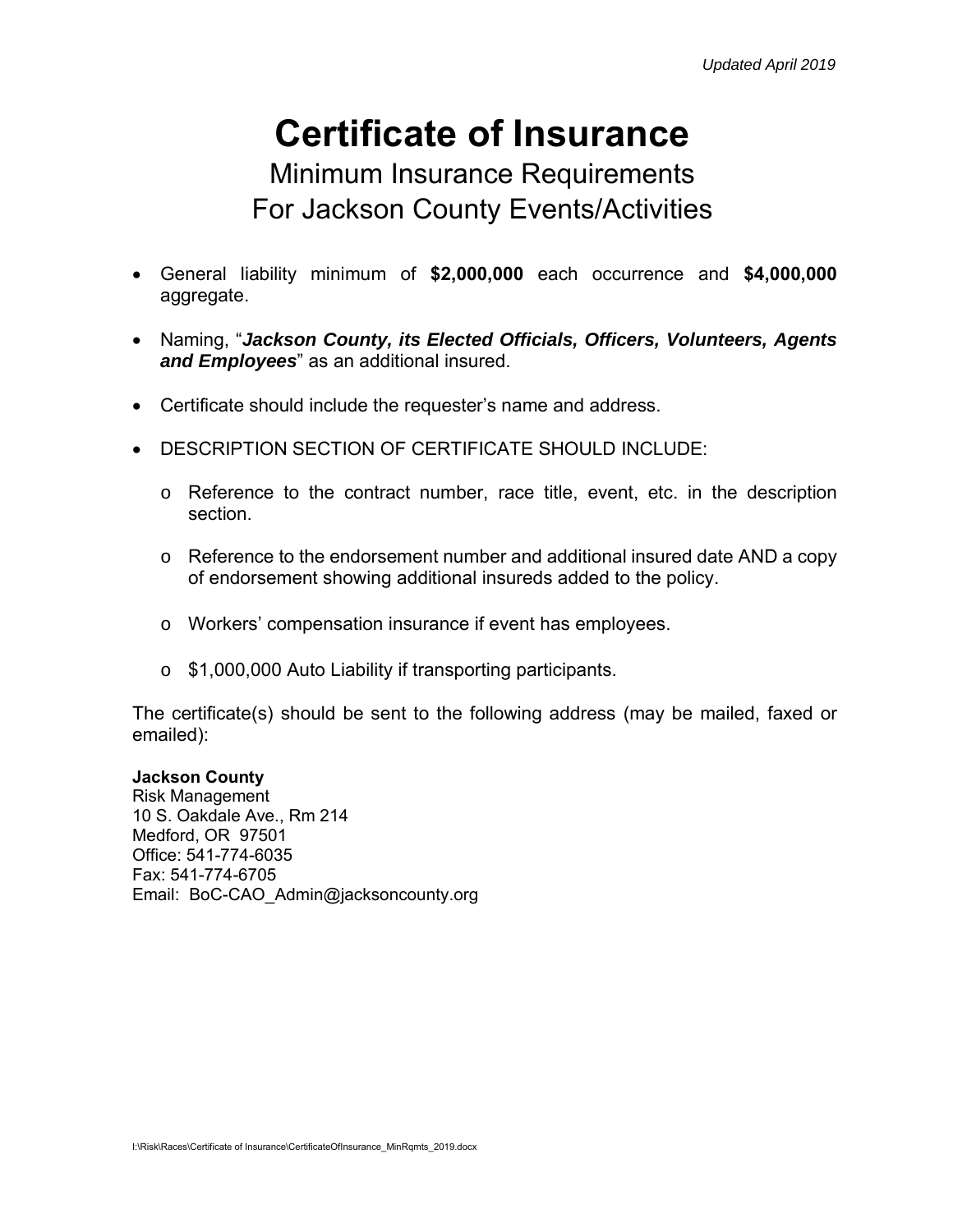*Updated April 2019*

# Certificate of Insurance

## Minimum Insurance Requirements
## For Jackson County Events/Activities

- General liability minimum of **$2,000,000** each occurrence and **$4,000,000** aggregate.
- Naming, "***Jackson County, its Elected Officials, Officers, Volunteers, Agents and Employees***" as an additional insured.
- Certificate should include the requester's name and address.
- DESCRIPTION SECTION OF CERTIFICATE SHOULD INCLUDE:
  - Reference to the contract number, race title, event, etc. in the description section.
  - Reference to the endorsement number and additional insured date AND a copy of endorsement showing additional insureds added to the policy.
  - Workers' compensation insurance if event has employees.
  - $1,000,000 Auto Liability if transporting participants.

The certificate(s) should be sent to the following address (may be mailed, faxed or emailed):

**Jackson County**
Risk Management
10 S. Oakdale Ave., Rm 214
Medford, OR 97501
Office: 541-774-6035
Fax: 541-774-6705
Email: BoC-CAO_Admin@jacksoncounty.org

I:\Risk\Races\Certificate of Insurance\CertificateOfInsurance_MinRqmts_2019.docx